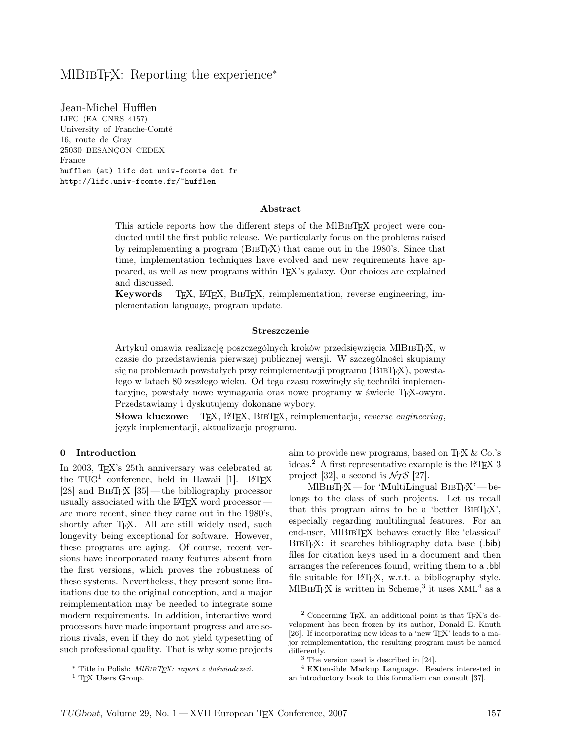# MlBibTeX: Reporting the experience[*]

Jean-Michel Hufflen
LIFC (EA CNRS 4157)
University of Franche-Comté
16, route de Gray
25030 BESANÇON CEDEX
France
hufflen (at) lifc dot univ-fcomte dot fr
http://lifc.univ-fcomte.fr/~hufflen

### Abstract

This article reports how the different steps of the MlBibTeX project were conducted until the first public release. We particularly focus on the problems raised by reimplementing a program (BibTeX) that came out in the 1980's. Since that time, implementation techniques have evolved and new requirements have appeared, as well as new programs within TeX's galaxy. Our choices are explained and discussed.

**Keywords** TeX, LaTeX, BibTeX, reimplementation, reverse engineering, implementation language, program update.

### Streszczenie

Artykuł omawia realizację poszczególnych kroków przedsięwzięcia MlBibTeX, w czasie do przedstawienia pierwszej publicznej wersji. W szczególności skupiamy się na problemach powstałych przy reimplementacji programu (BibTeX), powstałego w latach 80 zeszłego wieku. Od tego czasu rozwinęły się techniki implementacyjne, powstały nowe wymagania oraz nowe programy w świecie TeX-owym. Przedstawiamy i dyskutujemy dokonane wybory.

**Słowa kluczowe** TeX, LaTeX, BibTeX, reimplementacja, *reverse engineering*, język implementacji, aktualizacja programu.

## 0 Introduction

In 2003, TeX's 25th anniversary was celebrated at the TUG[1] conference, held in Hawaii [1]. LaTeX [28] and BibTeX [35] — the bibliography processor usually associated with the LaTeX word processor — are more recent, since they came out in the 1980's, shortly after TeX. All are still widely used, such longevity being exceptional for software. However, these programs are aging. Of course, recent versions have incorporated many features absent from the first versions, which proves the robustness of these systems. Nevertheless, they present some limitations due to the original conception, and a major reimplementation may be needed to integrate some modern requirements. In addition, interactive word processors have made important progress and are serious rivals, even if they do not yield typesetting of such professional quality. That is why some projects aim to provide new programs, based on TeX & Co.'s ideas.[2] A first representative example is the LaTeX 3 project [32], a second is $\mathcal{N_TS}$ [27].

MlBibTeX — for '**M**ulti**L**ingual BibTeX' — belongs to the class of such projects. Let us recall that this program aims to be a 'better BibTeX', especially regarding multilingual features. For an end-user, MlBibTeX behaves exactly like 'classical' BibTeX: it searches bibliography data base (.bib) files for citation keys used in a document and then arranges the references found, writing them to a .bbl file suitable for LaTeX, w.r.t. a bibliography style. MlBibTeX is written in Scheme,[3] it uses XML[4] as a

[*] Title in Polish: *MlBibTeX: raport z doświadczeń*.

[1] **T**eX **U**sers **G**roup.

[2] Concerning TeX, an additional point is that TeX's development has been frozen by its author, Donald E. Knuth [26]. If incorporating new ideas to a 'new TeX' leads to a major reimplementation, the resulting program must be named differently.

[3] The version used is described in [24].

[4] E**X**tensible **M**arkup **L**anguage. Readers interested in an introductory book to this formalism can consult [37].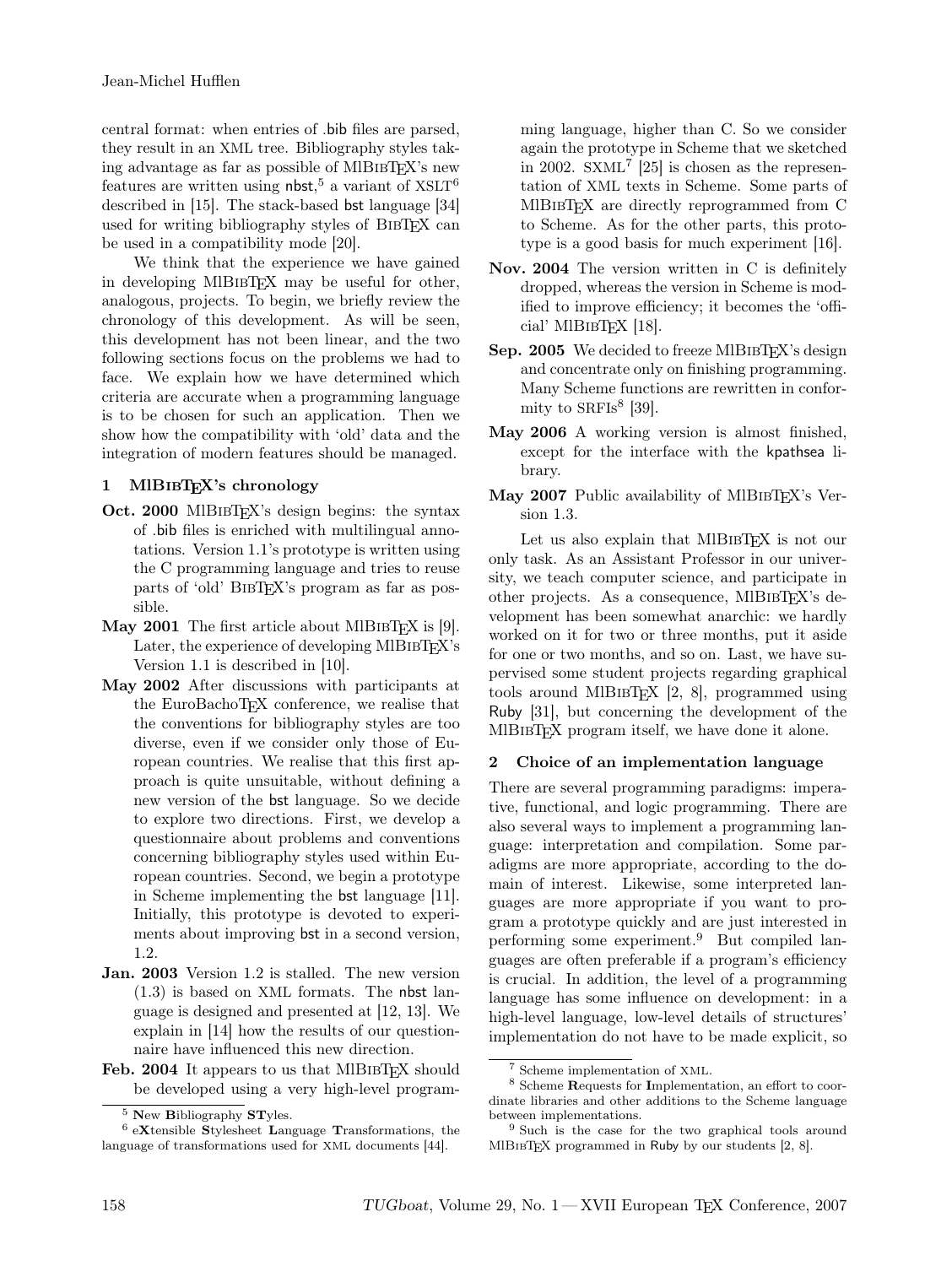central format: when entries of .bib files are parsed, they result in an XML tree. Bibliography styles taking advantage as far as possible of MlBibTeX's new features are written using nbst,[5] a variant of XSLT[6] described in [15]. The stack-based bst language [34] used for writing bibliography styles of BibTeX can be used in a compatibility mode [20].

We think that the experience we have gained in developing MlBibTeX may be useful for other, analogous, projects. To begin, we briefly review the chronology of this development. As will be seen, this development has not been linear, and the two following sections focus on the problems we had to face. We explain how we have determined which criteria are accurate when a programming language is to be chosen for such an application. Then we show how the compatibility with 'old' data and the integration of modern features should be managed.

## 1 MlBibTeX's chronology

**Oct. 2000** MlBibTeX's design begins: the syntax of .bib files is enriched with multilingual annotations. Version 1.1's prototype is written using the C programming language and tries to reuse parts of 'old' BibTeX's program as far as possible.

**May 2001** The first article about MlBibTeX is [9]. Later, the experience of developing MlBibTeX's Version 1.1 is described in [10].

**May 2002** After discussions with participants at the EuroBachoTeX conference, we realise that the conventions for bibliography styles are too diverse, even if we consider only those of European countries. We realise that this first approach is quite unsuitable, without defining a new version of the bst language. So we decide to explore two directions. First, we develop a questionnaire about problems and conventions concerning bibliography styles used within European countries. Second, we begin a prototype in Scheme implementing the bst language [11]. Initially, this prototype is devoted to experiments about improving bst in a second version, 1.2.

**Jan. 2003** Version 1.2 is stalled. The new version (1.3) is based on XML formats. The nbst language is designed and presented at [12, 13]. We explain in [14] how the results of our questionnaire have influenced this new direction.

**Feb. 2004** It appears to us that MlBibTeX should be developed using a very high-level programming language, higher than C. So we consider again the prototype in Scheme that we sketched in 2002. SXML[7] [25] is chosen as the representation of XML texts in Scheme. Some parts of MlBibTeX are directly reprogrammed from C to Scheme. As for the other parts, this prototype is a good basis for much experiment [16].

**Nov. 2004** The version written in C is definitely dropped, whereas the version in Scheme is modified to improve efficiency; it becomes the 'official' MlBibTeX [18].

**Sep. 2005** We decided to freeze MlBibTeX's design and concentrate only on finishing programming. Many Scheme functions are rewritten in conformity to SRFIs[8] [39].

**May 2006** A working version is almost finished, except for the interface with the kpathsea library.

**May 2007** Public availability of MlBibTeX's Version 1.3.

Let us also explain that MlBibTeX is not our only task. As an Assistant Professor in our university, we teach computer science, and participate in other projects. As a consequence, MlBibTeX's development has been somewhat anarchic: we hardly worked on it for two or three months, put it aside for one or two months, and so on. Last, we have supervised some student projects regarding graphical tools around MlBibTeX [2, 8], programmed using Ruby [31], but concerning the development of the MlBibTeX program itself, we have done it alone.

## 2 Choice of an implementation language

There are several programming paradigms: imperative, functional, and logic programming. There are also several ways to implement a programming language: interpretation and compilation. Some paradigms are more appropriate, according to the domain of interest. Likewise, some interpreted languages are more appropriate if you want to program a prototype quickly and are just interested in performing some experiment.[9] But compiled languages are often preferable if a program's efficiency is crucial. In addition, the level of a programming language has some influence on development: in a high-level language, low-level details of structures' implementation do not have to be made explicit, so

[5] **N**ew **B**ibliography **ST**yles.

[6] e**X**tensible **S**tylesheet **L**anguage **T**ransformations, the language of transformations used for XML documents [44].

[7] Scheme implementation of XML.

[8] Scheme **R**equests for **I**mplementation, an effort to coordinate libraries and other additions to the Scheme language between implementations.

[9] Such is the case for the two graphical tools around MlBibTeX programmed in Ruby by our students [2, 8].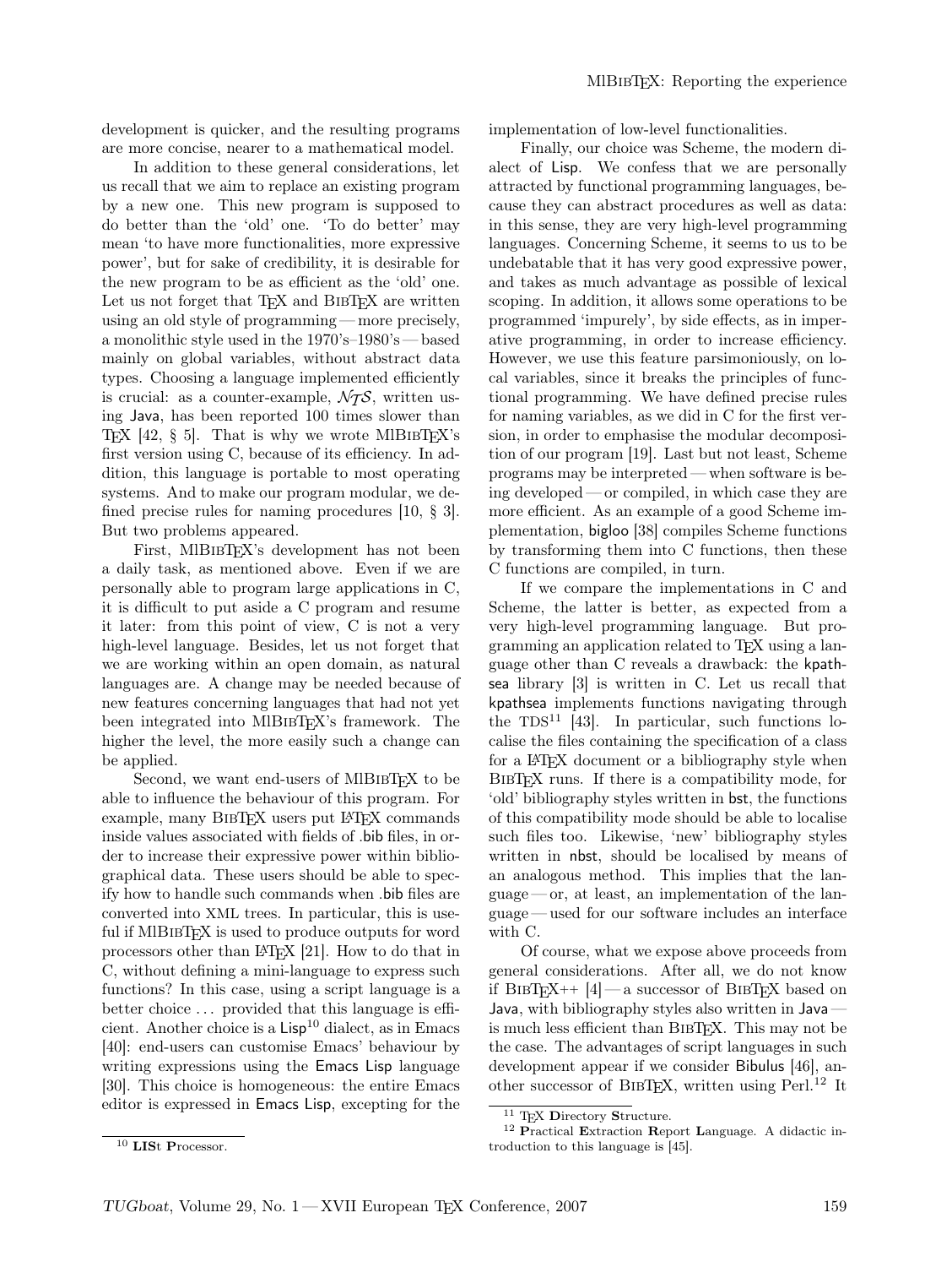development is quicker, and the resulting programs are more concise, nearer to a mathematical model.

In addition to these general considerations, let us recall that we aim to replace an existing program by a new one. This new program is supposed to do better than the 'old' one. 'To do better' may mean 'to have more functionalities, more expressive power', but for sake of credibility, it is desirable for the new program to be as efficient as the 'old' one. Let us not forget that TEX and BIBTEX are written using an old style of programming — more precisely, a monolithic style used in the 1970's–1980's — based mainly on global variables, without abstract data types. Choosing a language implemented efficiently is crucial: as a counter-example, $\mathcal{N}_\mathcal{T}\mathcal{S}$, written using Java, has been reported 100 times slower than TEX [42, § 5]. That is why we wrote MlBIBTEX's first version using C, because of its efficiency. In addition, this language is portable to most operating systems. And to make our program modular, we defined precise rules for naming procedures [10, § 3]. But two problems appeared.

First, MlBIBTEX's development has not been a daily task, as mentioned above. Even if we are personally able to program large applications in C, it is difficult to put aside a C program and resume it later: from this point of view, C is not a very high-level language. Besides, let us not forget that we are working within an open domain, as natural languages are. A change may be needed because of new features concerning languages that had not yet been integrated into MlBIBTEX's framework. The higher the level, the more easily such a change can be applied.

Second, we want end-users of MlBIBTEX to be able to influence the behaviour of this program. For example, many BIBTEX users put LATEX commands inside values associated with fields of .bib files, in order to increase their expressive power within bibliographical data. These users should be able to specify how to handle such commands when .bib files are converted into XML trees. In particular, this is useful if MlBIBTEX is used to produce outputs for word processors other than LATEX [21]. How to do that in C, without defining a mini-language to express such functions? In this case, using a script language is a better choice ... provided that this language is efficient. Another choice is a Lisp[10] dialect, as in Emacs [40]: end-users can customise Emacs' behaviour by writing expressions using the Emacs Lisp language [30]. This choice is homogeneous: the entire Emacs editor is expressed in Emacs Lisp, excepting for the implementation of low-level functionalities.

Finally, our choice was Scheme, the modern dialect of Lisp. We confess that we are personally attracted by functional programming languages, because they can abstract procedures as well as data: in this sense, they are very high-level programming languages. Concerning Scheme, it seems to us to be undebatable that it has very good expressive power, and takes as much advantage as possible of lexical scoping. In addition, it allows some operations to be programmed 'impurely', by side effects, as in imperative programming, in order to increase efficiency. However, we use this feature parsimoniously, on local variables, since it breaks the principles of functional programming. We have defined precise rules for naming variables, as we did in C for the first version, in order to emphasise the modular decomposition of our program [19]. Last but not least, Scheme programs may be interpreted — when software is being developed — or compiled, in which case they are more efficient. As an example of a good Scheme implementation, bigloo [38] compiles Scheme functions by transforming them into C functions, then these C functions are compiled, in turn.

If we compare the implementations in C and Scheme, the latter is better, as expected from a very high-level programming language. But programming an application related to TEX using a language other than C reveals a drawback: the kpathsea library [3] is written in C. Let us recall that kpathsea implements functions navigating through the TDS[11] [43]. In particular, such functions localise the files containing the specification of a class for a LATEX document or a bibliography style when BIBTEX runs. If there is a compatibility mode, for 'old' bibliography styles written in bst, the functions of this compatibility mode should be able to localise such files too. Likewise, 'new' bibliography styles written in nbst, should be localised by means of an analogous method. This implies that the language — or, at least, an implementation of the language — used for our software includes an interface with C.

Of course, what we expose above proceeds from general considerations. After all, we do not know if BIBTEX++ [4] — a successor of BIBTEX based on Java, with bibliography styles also written in Java — is much less efficient than BIBTEX. This may not be the case. The advantages of script languages in such development appear if we consider Bibulus [46], another successor of BIBTEX, written using Perl.[12] It

[10] **LIS**t **P**rocessor.

[11] TEX **D**irectory **S**tructure.

[12] **P**ractical **E**xtraction **R**eport **L**anguage. A didactic introduction to this language is [45].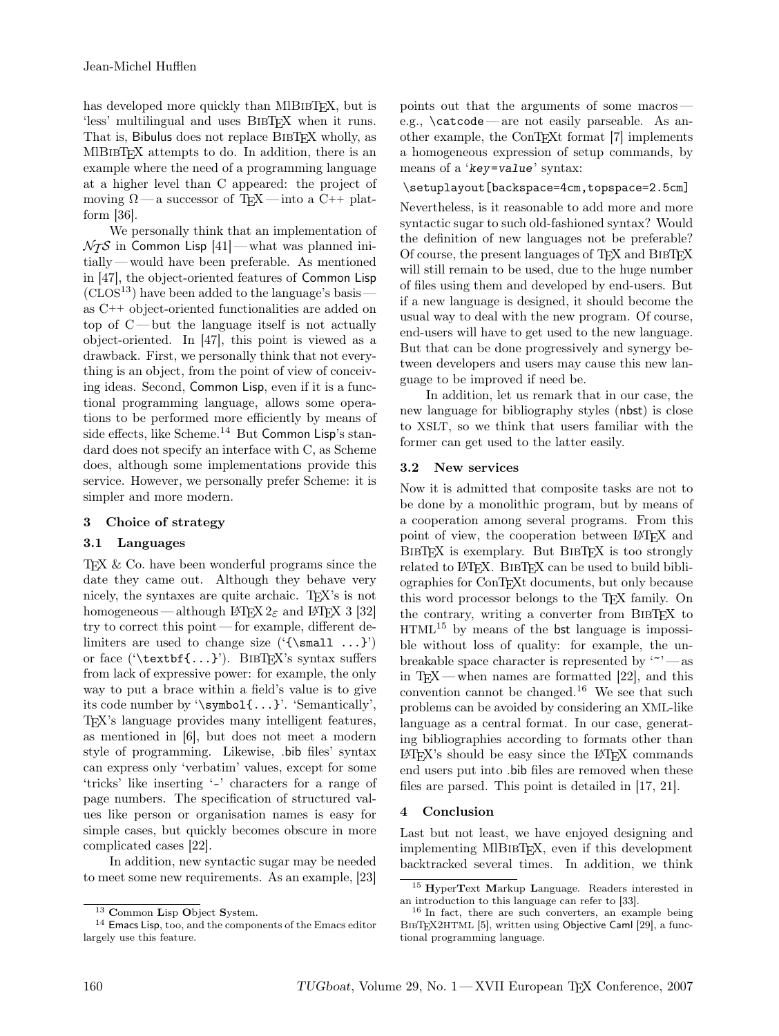has developed more quickly than MlBibTeX, but is 'less' multilingual and uses BibTeX when it runs. That is, Bibulus does not replace BibTeX wholly, as MlBibTeX attempts to do. In addition, there is an example where the need of a programming language at a higher level than C appeared: the project of moving Ω — a successor of TeX — into a C++ platform [36].

We personally think that an implementation of $\mathcal{NTS}$ in Common Lisp [41] — what was planned initially — would have been preferable. As mentioned in [47], the object-oriented features of Common Lisp (CLOS[13]) have been added to the language's basis — as C++ object-oriented functionalities are added on top of C — but the language itself is not actually object-oriented. In [47], this point is viewed as a drawback. First, we personally think that not everything is an object, from the point of view of conceiving ideas. Second, Common Lisp, even if it is a functional programming language, allows some operations to be performed more efficiently by means of side effects, like Scheme.[14] But Common Lisp's standard does not specify an interface with C, as Scheme does, although some implementations provide this service. However, we personally prefer Scheme: it is simpler and more modern.

## 3 Choice of strategy

### 3.1 Languages

TeX & Co. have been wonderful programs since the date they came out. Although they behave very nicely, the syntaxes are quite archaic. TeX's is not homogeneous — although LaTeX 2ε and LaTeX 3 [32] try to correct this point — for example, different delimiters are used to change size ('{\small ...}') or face ('\textbf{...}'). BibTeX's syntax suffers from lack of expressive power: for example, the only way to put a brace within a field's value is to give its code number by '\symbol{...}'. 'Semantically', TeX's language provides many intelligent features, as mentioned in [6], but does not meet a modern style of programming. Likewise, .bib files' syntax can express only 'verbatim' values, except for some 'tricks' like inserting '-' characters for a range of page numbers. The specification of structured values like person or organisation names is easy for simple cases, but quickly becomes obscure in more complicated cases [22].

In addition, new syntactic sugar may be needed to meet some new requirements. As an example, [23] points out that the arguments of some macros — e.g., \catcode — are not easily parseable. As another example, the ConTeXt format [7] implements a homogeneous expression of setup commands, by means of a '*key=value*' syntax:

```
\setuplayout[backspace=4cm,topspace=2.5cm]
```

Nevertheless, is it reasonable to add more and more syntactic sugar to such old-fashioned syntax? Would the definition of new languages not be preferable? Of course, the present languages of TeX and BibTeX will still remain to be used, due to the huge number of files using them and developed by end-users. But if a new language is designed, it should become the usual way to deal with the new program. Of course, end-users will have to get used to the new language. But that can be done progressively and synergy between developers and users may cause this new language to be improved if need be.

In addition, let us remark that in our case, the new language for bibliography styles (nbst) is close to XSLT, so we think that users familiar with the former can get used to the latter easily.

### 3.2 New services

Now it is admitted that composite tasks are not to be done by a monolithic program, but by means of a cooperation among several programs. From this point of view, the cooperation between LaTeX and BibTeX is exemplary. But BibTeX is too strongly related to LaTeX. BibTeX can be used to build bibliographies for ConTeXt documents, but only because this word processor belongs to the TeX family. On the contrary, writing a converter from BibTeX to HTML[15] by means of the bst language is impossible without loss of quality: for example, the unbreakable space character is represented by '~' — as in TeX — when names are formatted [22], and this convention cannot be changed.[16] We see that such problems can be avoided by considering an XML-like language as a central format. In our case, generating bibliographies according to formats other than LaTeX's should be easy since the LaTeX commands end users put into .bib files are removed when these files are parsed. This point is detailed in [17, 21].

## 4 Conclusion

Last but not least, we have enjoyed designing and implementing MlBibTeX, even if this development backtracked several times. In addition, we think

[13] **C**ommon **L**isp **O**bject **S**ystem.

[14] Emacs Lisp, too, and the components of the Emacs editor largely use this feature.

[15] **H**yper**T**ext **M**arkup **L**anguage. Readers interested in an introduction to this language can refer to [33].

[16] In fact, there are such converters, an example being BibTeX2HTML [5], written using Objective Caml [29], a functional programming language.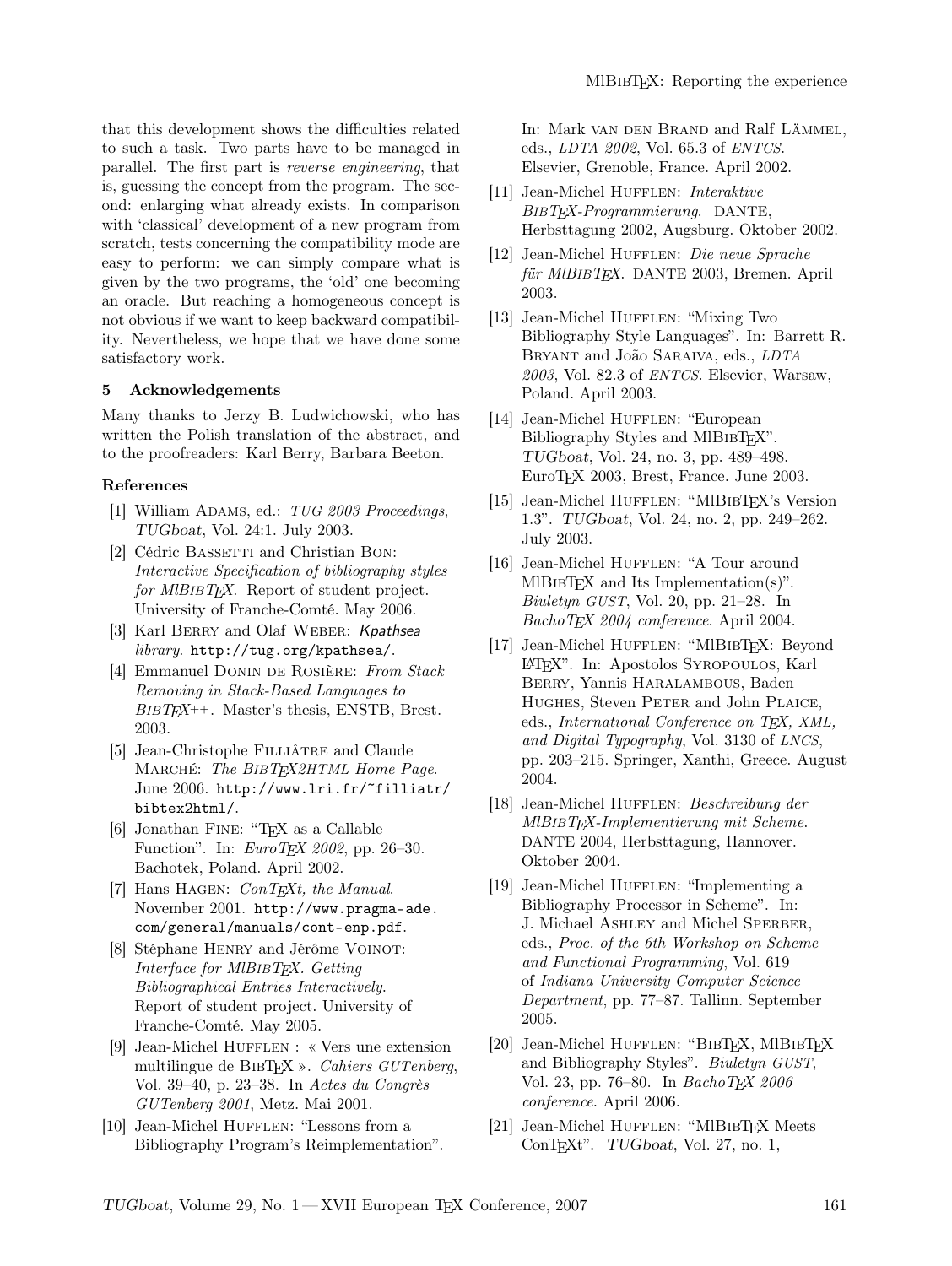that this development shows the difficulties related to such a task. Two parts have to be managed in parallel. The first part is *reverse engineering*, that is, guessing the concept from the program. The second: enlarging what already exists. In comparison with 'classical' development of a new program from scratch, tests concerning the compatibility mode are easy to perform: we can simply compare what is given by the two programs, the 'old' one becoming an oracle. But reaching a homogeneous concept is not obvious if we want to keep backward compatibility. Nevertheless, we hope that we have done some satisfactory work.

## 5 Acknowledgements

Many thanks to Jerzy B. Ludwichowski, who has written the Polish translation of the abstract, and to the proofreaders: Karl Berry, Barbara Beeton.

### References

[1] William Adams, ed.: *TUG 2003 Proceedings*, *TUGboat*, Vol. 24:1. July 2003.

[2] Cédric Bassetti and Christian Bon: *Interactive Specification of bibliography styles for MlBibTeX*. Report of student project. University of Franche-Comté. May 2006.

[3] Karl Berry and Olaf Weber: *Kpathsea library*. http://tug.org/kpathsea/.

[4] Emmanuel Donin de Rosière: *From Stack Removing in Stack-Based Languages to BibTeX++*. Master's thesis, ENSTB, Brest. 2003.

[5] Jean-Christophe Filliâtre and Claude Marché: *The BibTeX2HTML Home Page*. June 2006. http://www.lri.fr/~filliatr/bibtex2html/.

[6] Jonathan Fine: "TeX as a Callable Function". In: *EuroTeX 2002*, pp. 26–30. Bachotek, Poland. April 2002.

[7] Hans Hagen: *ConTeXt, the Manual*. November 2001. http://www.pragma-ade.com/general/manuals/cont-enp.pdf.

[8] Stéphane Henry and Jérôme Voinot: *Interface for MlBibTeX. Getting Bibliographical Entries Interactively*. Report of student project. University of Franche-Comté. May 2005.

[9] Jean-Michel Hufflen : « Vers une extension multilingue de BibTeX ». *Cahiers GUTenberg*, Vol. 39–40, p. 23–38. In *Actes du Congrès GUTenberg 2001*, Metz. Mai 2001.

[10] Jean-Michel Hufflen: "Lessons from a Bibliography Program's Reimplementation". In: Mark van den Brand and Ralf Lämmel, eds., *LDTA 2002*, Vol. 65.3 of *ENTCS*. Elsevier, Grenoble, France. April 2002.

[11] Jean-Michel Hufflen: *Interaktive BibTeX-Programmierung*. DANTE, Herbsttagung 2002, Augsburg. Oktober 2002.

[12] Jean-Michel Hufflen: *Die neue Sprache für MlBibTeX*. DANTE 2003, Bremen. April 2003.

[13] Jean-Michel Hufflen: "Mixing Two Bibliography Style Languages". In: Barrett R. Bryant and João Saraiva, eds., *LDTA 2003*, Vol. 82.3 of *ENTCS*. Elsevier, Warsaw, Poland. April 2003.

[14] Jean-Michel Hufflen: "European Bibliography Styles and MlBibTeX". *TUGboat*, Vol. 24, no. 3, pp. 489–498. EuroTeX 2003, Brest, France. June 2003.

[15] Jean-Michel Hufflen: "MlBibTeX's Version 1.3". *TUGboat*, Vol. 24, no. 2, pp. 249–262. July 2003.

[16] Jean-Michel Hufflen: "A Tour around MlBibTeX and Its Implementation(s)". *Biuletyn GUST*, Vol. 20, pp. 21–28. In *BachoTeX 2004 conference*. April 2004.

[17] Jean-Michel Hufflen: "MlBibTeX: Beyond LaTeX". In: Apostolos Syropoulos, Karl Berry, Yannis Haralambous, Baden Hughes, Steven Peter and John Plaice, eds., *International Conference on TeX, XML, and Digital Typography*, Vol. 3130 of *LNCS*, pp. 203–215. Springer, Xanthi, Greece. August 2004.

[18] Jean-Michel Hufflen: *Beschreibung der MlBibTeX-Implementierung mit Scheme*. DANTE 2004, Herbsttagung, Hannover. Oktober 2004.

[19] Jean-Michel Hufflen: "Implementing a Bibliography Processor in Scheme". In: J. Michael Ashley and Michel Sperber, eds., *Proc. of the 6th Workshop on Scheme and Functional Programming*, Vol. 619 of *Indiana University Computer Science Department*, pp. 77–87. Tallinn. September 2005.

[20] Jean-Michel Hufflen: "BibTeX, MlBibTeX and Bibliography Styles". *Biuletyn GUST*, Vol. 23, pp. 76–80. In *BachoTeX 2006 conference*. April 2006.

[21] Jean-Michel Hufflen: "MlBibTeX Meets ConTeXt". *TUGboat*, Vol. 27, no. 1,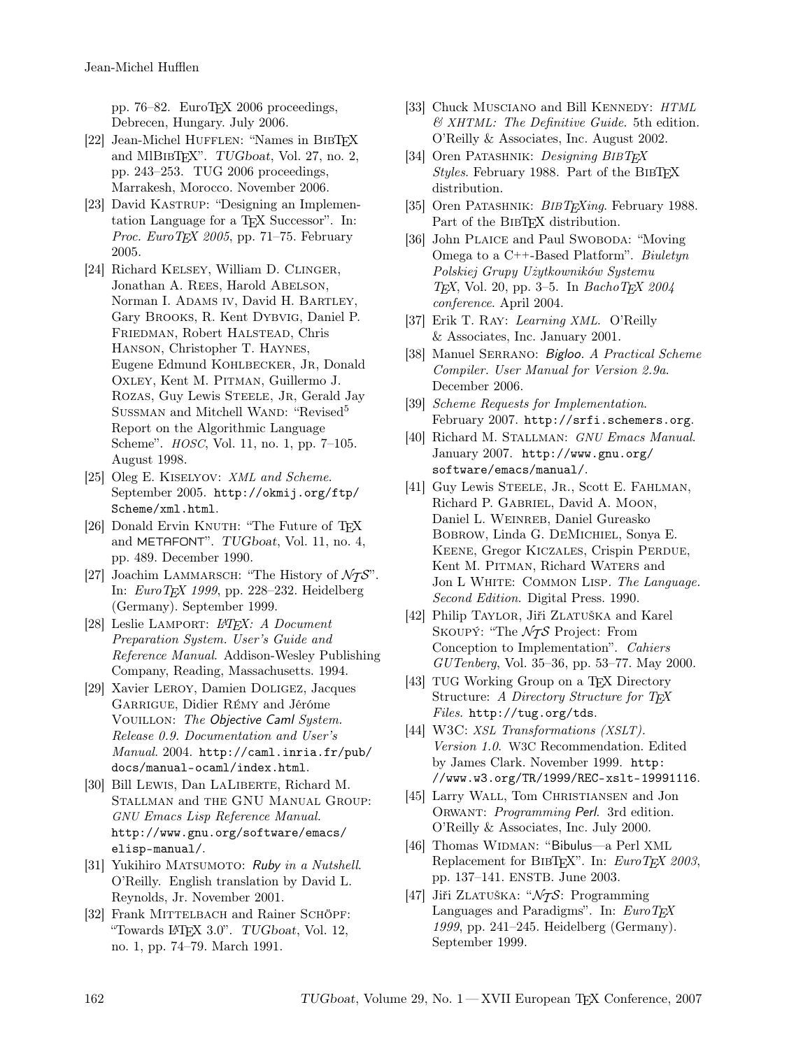pp. 76–82. EuroTEX 2006 proceedings, Debrecen, Hungary. July 2006.

[22] Jean-Michel HUFFLEN: "Names in BIBTEX and MlBIBTEX". *TUGboat*, Vol. 27, no. 2, pp. 243–253. TUG 2006 proceedings, Marrakesh, Morocco. November 2006.

[23] David KASTRUP: "Designing an Implementation Language for a TEX Successor". In: *Proc. EuroTEX 2005*, pp. 71–75. February 2005.

[24] Richard KELSEY, William D. CLINGER, Jonathan A. REES, Harold ABELSON, Norman I. ADAMS IV, David H. BARTLEY, Gary BROOKS, R. Kent DYBVIG, Daniel P. FRIEDMAN, Robert HALSTEAD, Chris HANSON, Christopher T. HAYNES, Eugene Edmund KOHLBECKER, JR, Donald OXLEY, Kent M. PITMAN, Guillermo J. ROZAS, Guy Lewis STEELE, JR, Gerald Jay SUSSMAN and Mitchell WAND: "Revised$^5$ Report on the Algorithmic Language Scheme". *HOSC*, Vol. 11, no. 1, pp. 7–105. August 1998.

[25] Oleg E. KISELYOV: *XML and Scheme*. September 2005. http://okmij.org/ftp/Scheme/xml.html.

[26] Donald Ervin KNUTH: "The Future of TEX and METAFONT". *TUGboat*, Vol. 11, no. 4, pp. 489. December 1990.

[27] Joachim LAMMARSCH: "The History of $\mathcal{N_T S}$". In: *EuroTEX 1999*, pp. 228–232. Heidelberg (Germany). September 1999.

[28] Leslie LAMPORT: *LATEX: A Document Preparation System. User's Guide and Reference Manual*. Addison-Wesley Publishing Company, Reading, Massachusetts. 1994.

[29] Xavier LEROY, Damien DOLIGEZ, Jacques GARRIGUE, Didier RÉMY and Jérôme VOUILLON: *The Objective Caml System. Release 0.9. Documentation and User's Manual*. 2004. http://caml.inria.fr/pub/docs/manual-ocaml/index.html.

[30] Bill LEWIS, Dan LALIBERTE, Richard M. STALLMAN and THE GNU MANUAL GROUP: *GNU Emacs Lisp Reference Manual*. http://www.gnu.org/software/emacs/elisp-manual/.

[31] Yukihiro MATSUMOTO: *Ruby in a Nutshell*. O'Reilly. English translation by David L. Reynolds, Jr. November 2001.

[32] Frank MITTELBACH and Rainer SCHÖPF: "Towards LATEX 3.0". *TUGboat*, Vol. 12, no. 1, pp. 74–79. March 1991.

[33] Chuck MUSCIANO and Bill KENNEDY: *HTML & XHTML: The Definitive Guide*. 5th edition. O'Reilly & Associates, Inc. August 2002.

[34] Oren PATASHNIK: *Designing BIBTEX Styles*. February 1988. Part of the BIBTEX distribution.

[35] Oren PATASHNIK: *BIBTEXing*. February 1988. Part of the BIBTEX distribution.

[36] John PLAICE and Paul SWOBODA: "Moving Omega to a C++-Based Platform". *Biuletyn Polskiej Grupy Użytkowników Systemu TEX*, Vol. 20, pp. 3–5. In *BachoTEX 2004 conference*. April 2004.

[37] Erik T. RAY: *Learning XML*. O'Reilly & Associates, Inc. January 2001.

[38] Manuel SERRANO: *Bigloo. A Practical Scheme Compiler. User Manual for Version 2.9a*. December 2006.

[39] *Scheme Requests for Implementation*. February 2007. http://srfi.schemers.org.

[40] Richard M. STALLMAN: *GNU Emacs Manual*. January 2007. http://www.gnu.org/software/emacs/manual/.

[41] Guy Lewis STEELE, JR., Scott E. FAHLMAN, Richard P. GABRIEL, David A. MOON, Daniel L. WEINREB, Daniel Gureasko BOBROW, Linda G. DEMICHIEL, Sonya E. KEENE, Gregor KICZALES, Crispin PERDUE, Kent M. PITMAN, Richard WATERS and Jon L WHITE: COMMON LISP. *The Language. Second Edition*. Digital Press. 1990.

[42] Philip TAYLOR, Jiři ZLATUŠKA and Karel SKOUPÝ: "The $\mathcal{N_T S}$ Project: From Conception to Implementation". *Cahiers GUTenberg*, Vol. 35–36, pp. 53–77. May 2000.

[43] TUG Working Group on a TEX Directory Structure: *A Directory Structure for TEX Files*. http://tug.org/tds.

[44] W3C: *XSL Transformations (XSLT). Version 1.0*. W3C Recommendation. Edited by James Clark. November 1999. http://www.w3.org/TR/1999/REC-xslt-19991116.

[45] Larry WALL, Tom CHRISTIANSEN and Jon ORWANT: *Programming Perl*. 3rd edition. O'Reilly & Associates, Inc. July 2000.

[46] Thomas WIDMAN: "Bibulus—a Perl XML Replacement for BIBTEX". In: *EuroTEX 2003*, pp. 137–141. ENSTB. June 2003.

[47] Jiři ZLATUŠKA: "$\mathcal{N_T S}$: Programming Languages and Paradigms". In: *EuroTEX 1999*, pp. 241–245. Heidelberg (Germany). September 1999.